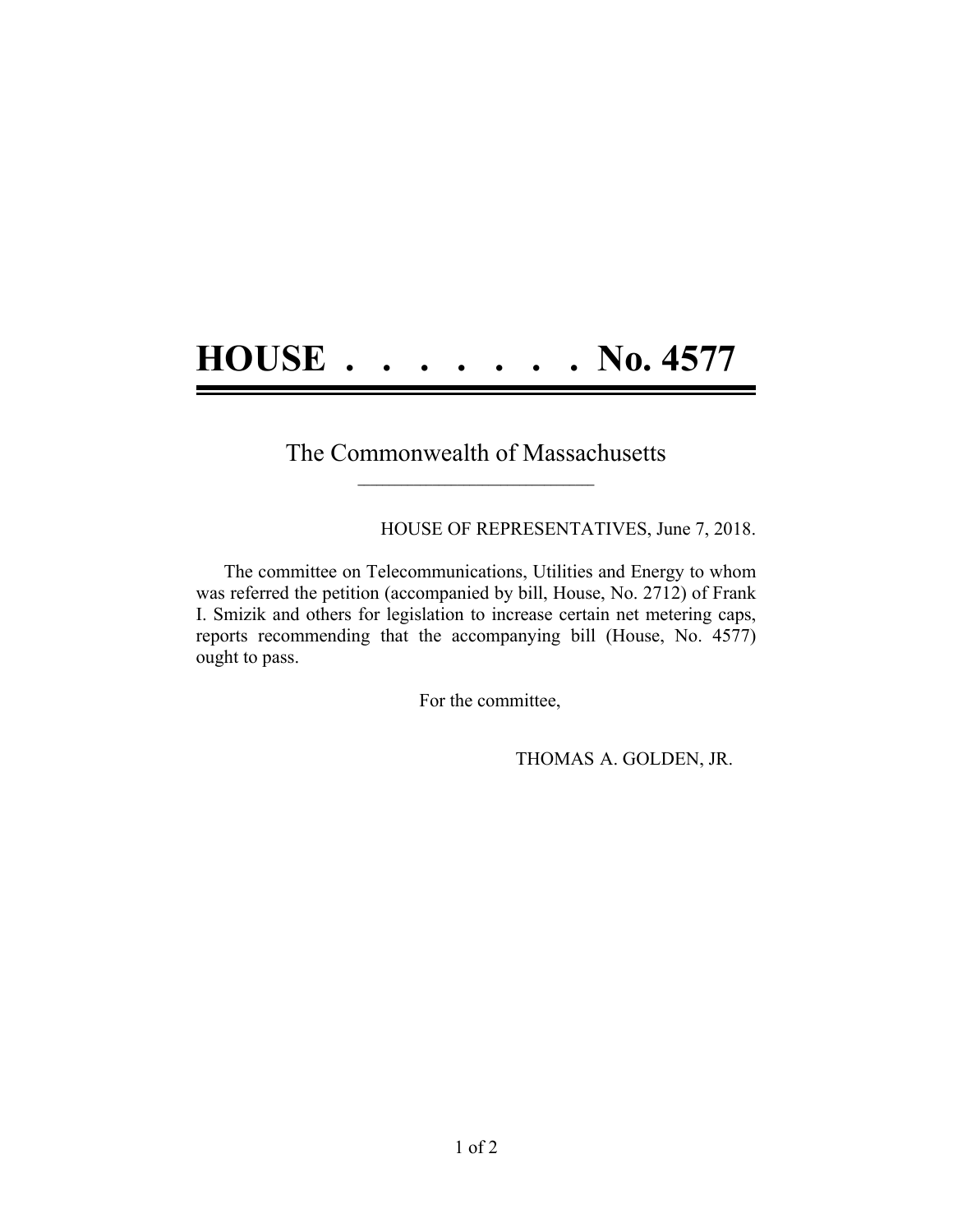# HOUSE . . . . . . . . No. 4577

The Commonwealth of Massachusetts

---

HOUSE OF REPRESENTATIVES, June 7, 2018.

The committee on Telecommunications, Utilities and Energy to whom was referred the petition (accompanied by bill, House, No. 2712) of Frank I. Smizik and others for legislation to increase certain net metering caps, reports recommending that the accompanying bill (House, No. 4577) ought to pass.

For the committee,

THOMAS A. GOLDEN, JR.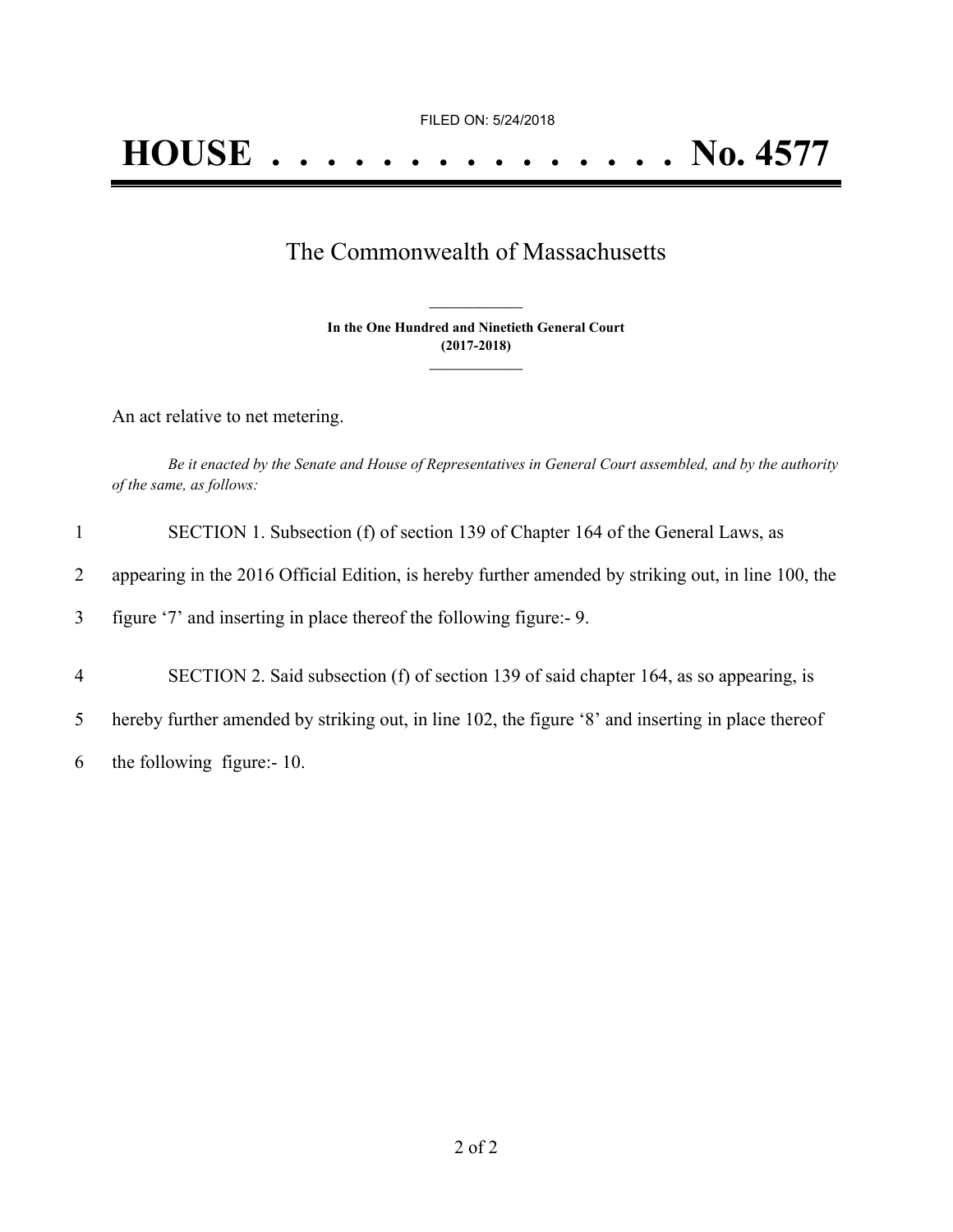FILED ON: 5/24/2018

# HOUSE . . . . . . . . . . . . . . . No. 4577

## The Commonwealth of Massachusetts

**In the One Hundred and Ninetieth General Court**
**(2017-2018)**

An act relative to net metering.

*Be it enacted by the Senate and House of Representatives in General Court assembled, and by the authority of the same, as follows:*

1 SECTION 1. Subsection (f) of section 139 of Chapter 164 of the General Laws, as
2 appearing in the 2016 Official Edition, is hereby further amended by striking out, in line 100, the
3 figure '7' and inserting in place thereof the following figure:- 9.

4 SECTION 2. Said subsection (f) of section 139 of said chapter 164, as so appearing, is
5 hereby further amended by striking out, in line 102, the figure '8' and inserting in place thereof
6 the following figure:- 10.